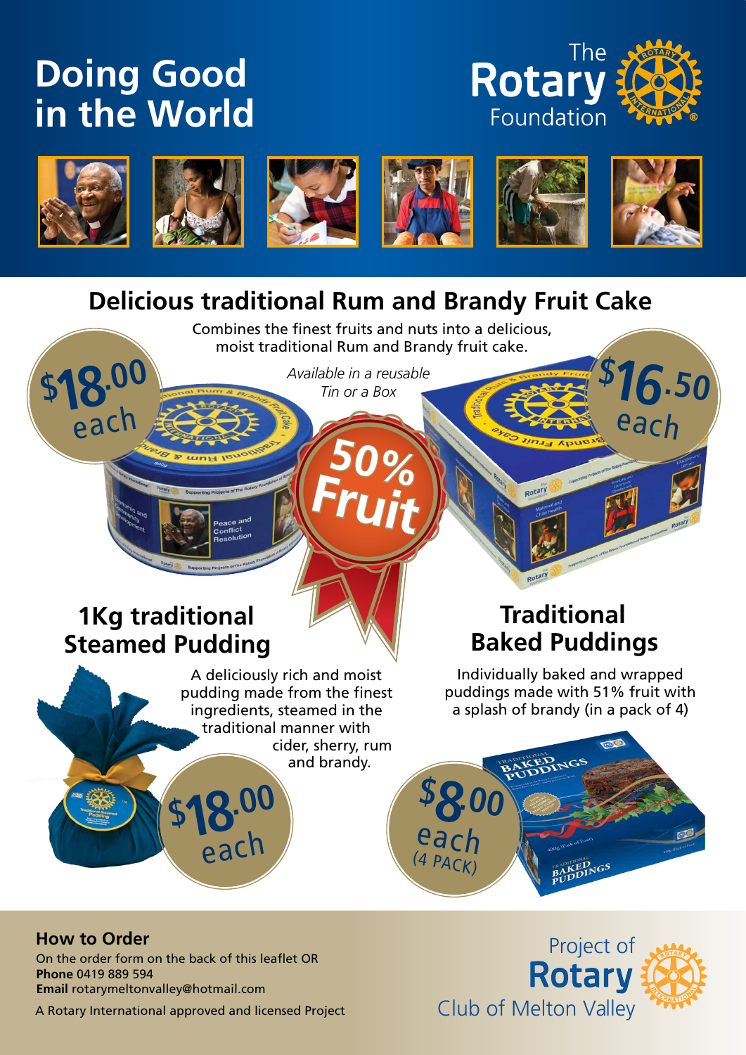# Doing Good in the World

The Rotary Foundation

## Delicious traditional Rum and Brandy Fruit Cake

Combines the finest fruits and nuts into a delicious, moist traditional Rum and Brandy fruit cake.

*Available in a reusable Tin or a Box*

$18.00 each

$16.50 each

50% Fruit

## 1Kg traditional Steamed Pudding

A deliciously rich and moist pudding made from the finest ingredients, steamed in the traditional manner with cider, sherry, rum and brandy.

$18.00 each

## Traditional Baked Puddings

Individually baked and wrapped puddings made with 51% fruit with a splash of brandy (in a pack of 4)

$8.00 each (4 PACK)

### How to Order

On the order form on the back of this leaflet OR
**Phone** 0419 889 594
**Email** rotarymeltonvalley@hotmail.com

A Rotary International approved and licensed Project

Project of Rotary Club of Melton Valley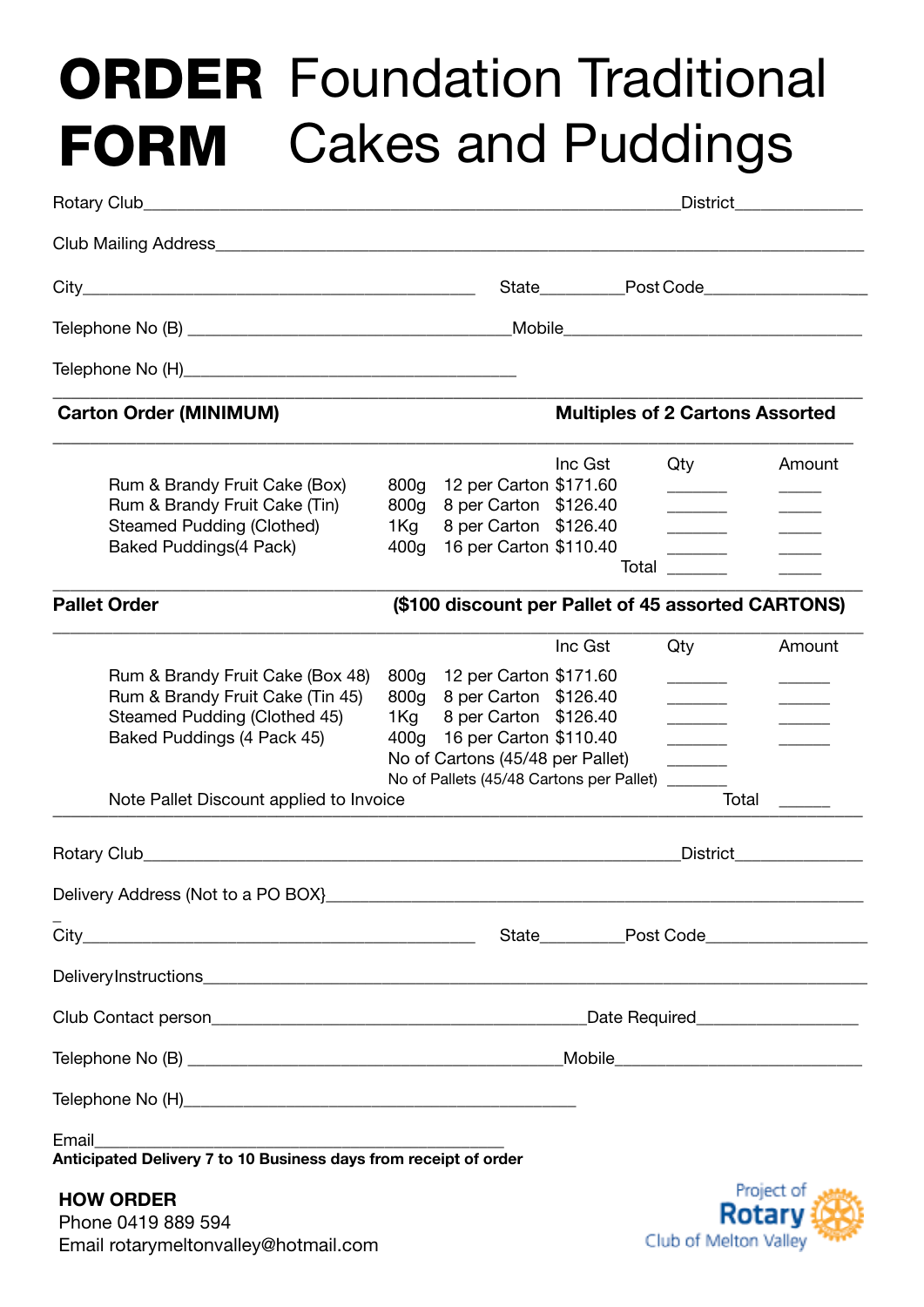# ORDER FORM Foundation Traditional Cakes and Puddings

Rotary Club_____________________________________________District_____________

Club Mailing Address_________________________________________________________

City_______________________________________ State_________Post Code___________________

Telephone No (B) _________________________________Mobile_______________________________

Telephone No (H)___________________________________

**Carton Order (MINIMUM)** **Multiples of 2 Cartons Assorted**

| | | | Inc Gst | Qty | Amount |
|---|---|---|---|---|---|
| Rum & Brandy Fruit Cake (Box) | 800g | 12 per Carton | $171.60 | _______ | _____ |
| Rum & Brandy Fruit Cake (Tin) | 800g | 8 per Carton | $126.40 | _______ | _____ |
| Steamed Pudding (Clothed) | 1Kg | 8 per Carton | $126.40 | _______ | _____ |
| Baked Puddings(4 Pack) | 400g | 16 per Carton | $110.40 | _______ | _____ |
| | | | Total | _______ | _____ |

**Pallet Order** **($100 discount per Pallet of 45 assorted CARTONS)**

| | | | Inc Gst | Qty | Amount |
|---|---|---|---|---|---|
| Rum & Brandy Fruit Cake (Box 48) | 800g | 12 per Carton | $171.60 | _______ | ______ |
| Rum & Brandy Fruit Cake (Tin 45) | 800g | 8 per Carton | $126.40 | _______ | ______ |
| Steamed Pudding (Clothed 45) | 1Kg | 8 per Carton | $126.40 | _______ | ______ |
| Baked Puddings (4 Pack 45) | 400g | 16 per Carton | $110.40 | _______ | ______ |
| | No of Cartons (45/48 per Pallet) | | | _______ | |
| | No of Pallets (45/48 Cartons per Pallet) | | | _______ | |
| Note Pallet Discount applied to Invoice | | | | Total | ______ |

Rotary Club_____________________________________________District_____________

Delivery Address (Not to a PO BOX}_______________________________________________

City_______________________________________ State_________Post Code___________________

DeliveryInstructions__________________________________________________________

Club Contact person___________________________________Date Required_________________

Telephone No (B) _____________________________________Mobile________________________

Telephone No (H)__________________________________________

Email_________________________________________

**Anticipated Delivery 7 to 10 Business days from receipt of order**

**HOW ORDER**

Phone 0419 889 594

Email rotarymeltonvalley@hotmail.com

Project of Rotary Club of Melton Valley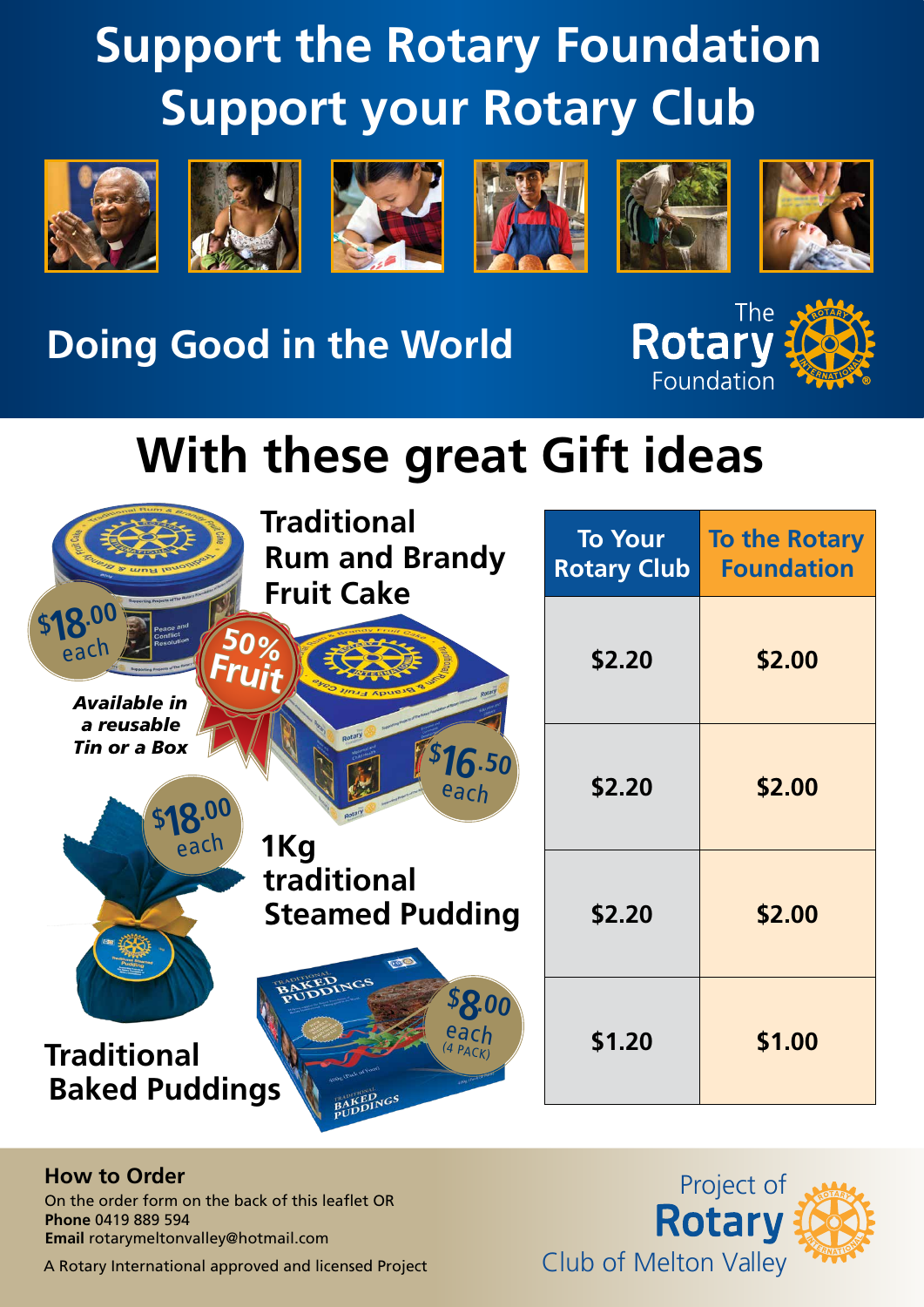# Support the Rotary Foundation
# Support your Rotary Club

## Doing Good in the World

The Rotary Foundation

# With these great Gift ideas

**Traditional Rum and Brandy Fruit Cake**

$18.00 each

50% Fruit

*Available in a reusable Tin or a Box*

$16.50 each

$18.00 each

**1Kg traditional Steamed Pudding**

$8.00 each (4 PACK)

**Traditional Baked Puddings**

| To Your Rotary Club | To the Rotary Foundation |
|---|---|
| $2.20 | $2.00 |
| $2.20 | $2.00 |
| $2.20 | $2.00 |
| $1.20 | $1.00 |

**How to Order**

On the order form on the back of this leaflet OR
**Phone** 0419 889 594
**Email** rotarymeltonvalley@hotmail.com

A Rotary International approved and licensed Project

Project of Rotary Club of Melton Valley